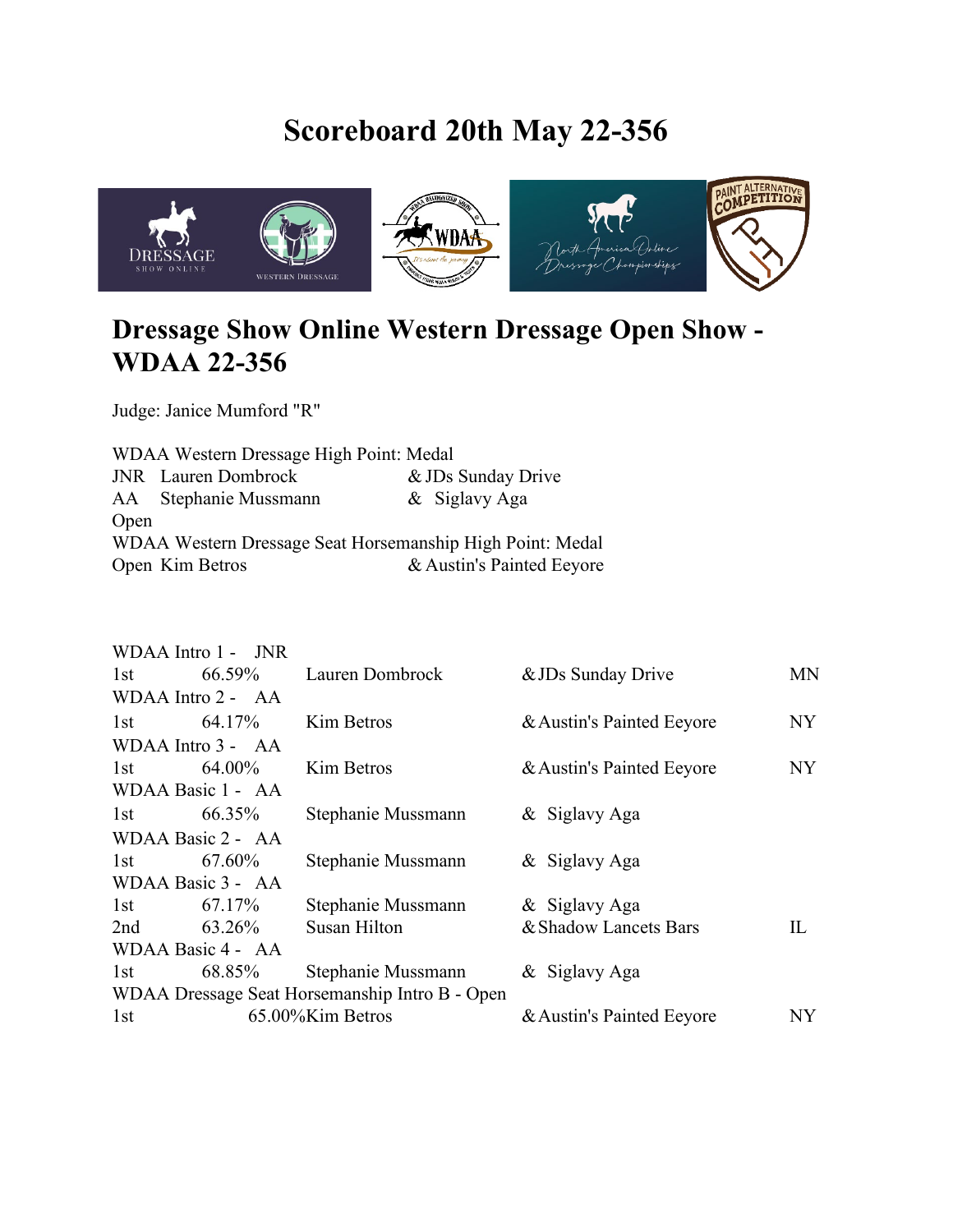# Scoreboard 20th May 22-356

## Dressage Show Online Western Dressage Open Show - WDAA 22-356

Judge: Janice Mumford "R"

WDAA Western Dressage High Point: Medal

| | | |
|---|---|---|
| JNR | Lauren Dombrock | & JDs Sunday Drive |
| AA | Stephanie Mussmann | & Siglavy Aga |
| Open | | |

WDAA Western Dressage Seat Horsemanship High Point: Medal

| | | |
|---|---|---|
| Open | Kim Betros | & Austin's Painted Eeyore |

| Place | Score | Rider | Horse | State |
|---|---|---|---|---|
| **WDAA Intro 1 - JNR** | | | | |
| 1st | 66.59% | Lauren Dombrock | & JDs Sunday Drive | MN |
| **WDAA Intro 2 - AA** | | | | |
| 1st | 64.17% | Kim Betros | & Austin's Painted Eeyore | NY |
| **WDAA Intro 3 - AA** | | | | |
| 1st | 64.00% | Kim Betros | & Austin's Painted Eeyore | NY |
| **WDAA Basic 1 - AA** | | | | |
| 1st | 66.35% | Stephanie Mussmann | & Siglavy Aga | |
| **WDAA Basic 2 - AA** | | | | |
| 1st | 67.60% | Stephanie Mussmann | & Siglavy Aga | |
| **WDAA Basic 3 - AA** | | | | |
| 1st | 67.17% | Stephanie Mussmann | & Siglavy Aga | |
| 2nd | 63.26% | Susan Hilton | & Shadow Lancets Bars | IL |
| **WDAA Basic 4 - AA** | | | | |
| 1st | 68.85% | Stephanie Mussmann | & Siglavy Aga | |
| **WDAA Dressage Seat Horsemanship Intro B - Open** | | | | |
| 1st | 65.00% | Kim Betros | & Austin's Painted Eeyore | NY |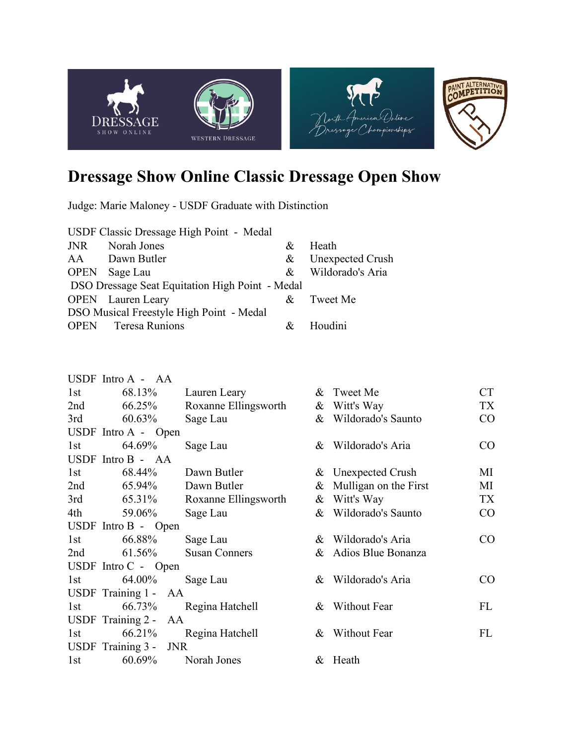# Dressage Show Online Classic Dressage Open Show

Judge: Marie Maloney - USDF Graduate with Distinction

| USDF Classic Dressage High Point - Medal | | | |
|---|---|---|---|
| JNR | Norah Jones | & | Heath |
| AA | Dawn Butler | & | Unexpected Crush |
| OPEN | Sage Lau | & | Wildorado's Aria |
| **DSO Dressage Seat Equitation High Point - Medal** | | | |
| OPEN | Lauren Leary | & | Tweet Me |
| **DSO Musical Freestyle High Point - Medal** | | | |
| OPEN | Teresa Runions | & | Houdini |

| Place | Score | Rider | | Horse | State |
|---|---|---|---|---|---|
| **USDF Intro A - AA** | | | | | |
| 1st | 68.13% | Lauren Leary | & | Tweet Me | CT |
| 2nd | 66.25% | Roxanne Ellingsworth | & | Witt's Way | TX |
| 3rd | 60.63% | Sage Lau | & | Wildorado's Saunto | CO |
| **USDF Intro A - Open** | | | | | |
| 1st | 64.69% | Sage Lau | & | Wildorado's Aria | CO |
| **USDF Intro B - AA** | | | | | |
| 1st | 68.44% | Dawn Butler | & | Unexpected Crush | MI |
| 2nd | 65.94% | Dawn Butler | & | Mulligan on the First | MI |
| 3rd | 65.31% | Roxanne Ellingsworth | & | Witt's Way | TX |
| 4th | 59.06% | Sage Lau | & | Wildorado's Saunto | CO |
| **USDF Intro B - Open** | | | | | |
| 1st | 66.88% | Sage Lau | & | Wildorado's Aria | CO |
| 2nd | 61.56% | Susan Conners | & | Adios Blue Bonanza | |
| **USDF Intro C - Open** | | | | | |
| 1st | 64.00% | Sage Lau | & | Wildorado's Aria | CO |
| **USDF Training 1 - AA** | | | | | |
| 1st | 66.73% | Regina Hatchell | & | Without Fear | FL |
| **USDF Training 2 - AA** | | | | | |
| 1st | 66.21% | Regina Hatchell | & | Without Fear | FL |
| **USDF Training 3 - JNR** | | | | | |
| 1st | 60.69% | Norah Jones | & | Heath | |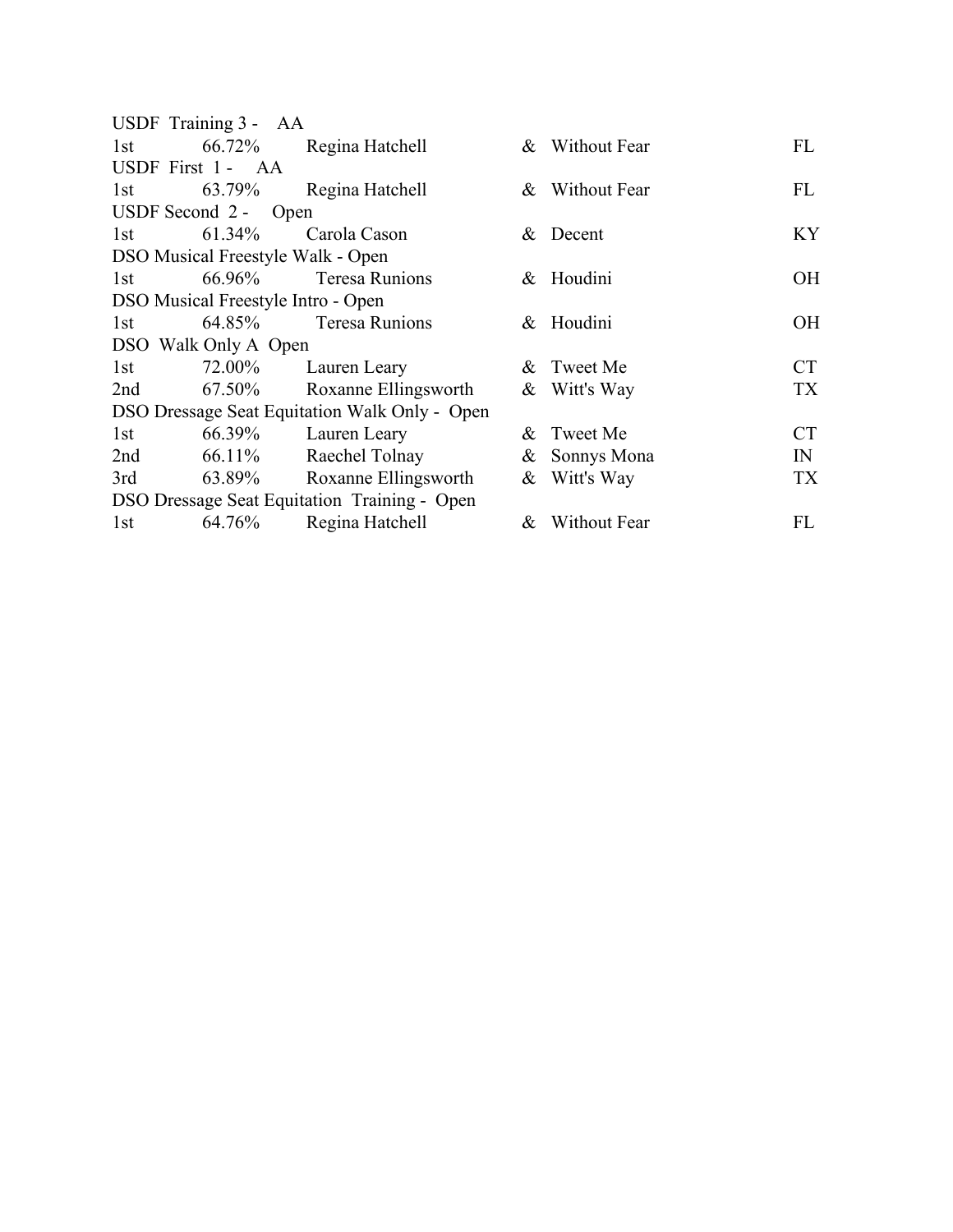USDF Training 3 - AA

| | | | | | |
|---|---|---|---|---|---|
| 1st | 66.72% | Regina Hatchell | & | Without Fear | FL |

USDF First 1 - AA

| | | | | | |
|---|---|---|---|---|---|
| 1st | 63.79% | Regina Hatchell | & | Without Fear | FL |

USDF Second 2 - Open

| | | | | | |
|---|---|---|---|---|---|
| 1st | 61.34% | Carola Cason | & | Decent | KY |

DSO Musical Freestyle Walk - Open

| | | | | | |
|---|---|---|---|---|---|
| 1st | 66.96% | Teresa Runions | & | Houdini | OH |

DSO Musical Freestyle Intro - Open

| | | | | | |
|---|---|---|---|---|---|
| 1st | 64.85% | Teresa Runions | & | Houdini | OH |

DSO Walk Only A Open

| | | | | | |
|---|---|---|---|---|---|
| 1st | 72.00% | Lauren Leary | & | Tweet Me | CT |
| 2nd | 67.50% | Roxanne Ellingsworth | & | Witt's Way | TX |

DSO Dressage Seat Equitation Walk Only - Open

| | | | | | |
|---|---|---|---|---|---|
| 1st | 66.39% | Lauren Leary | & | Tweet Me | CT |
| 2nd | 66.11% | Raechel Tolnay | & | Sonnys Mona | IN |
| 3rd | 63.89% | Roxanne Ellingsworth | & | Witt's Way | TX |

DSO Dressage Seat Equitation Training - Open

| | | | | | |
|---|---|---|---|---|---|
| 1st | 64.76% | Regina Hatchell | & | Without Fear | FL |